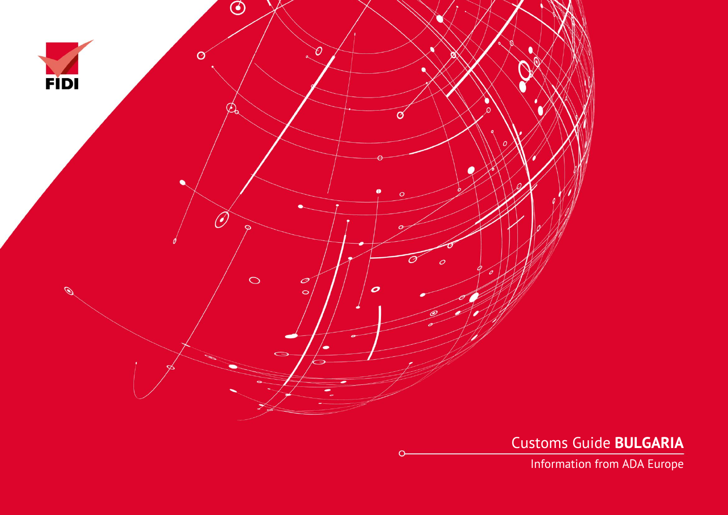FIDI

# Customs Guide **BULGARIA**

Information from ADA Europe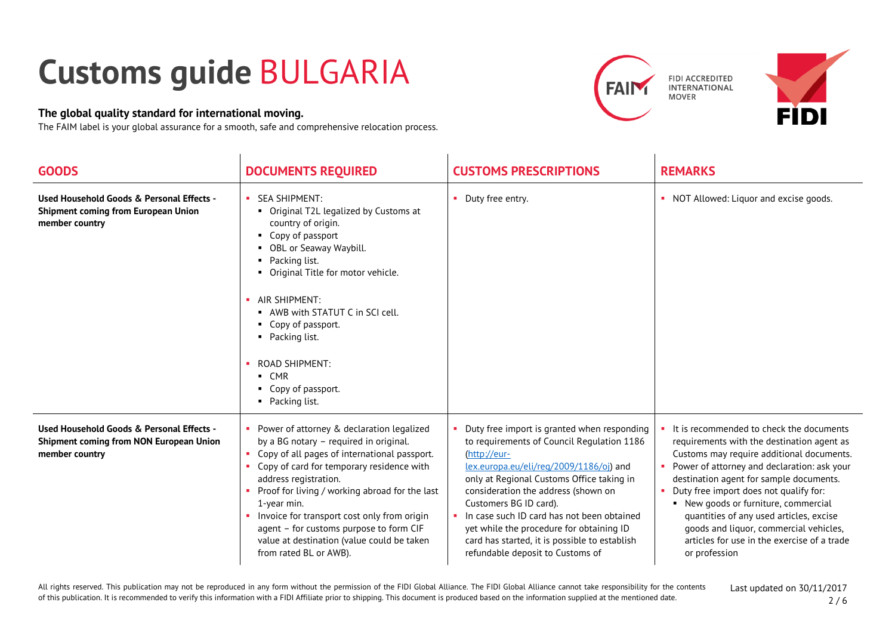# Customs guide BULGARIA

**The global quality standard for international moving.**
The FAIM label is your global assurance for a smooth, safe and comprehensive relocation process.

FIDI ACCREDITED INTERNATIONAL MOVER

| GOODS | DOCUMENTS REQUIRED | CUSTOMS PRESCRIPTIONS | REMARKS |
|---|---|---|---|
| **Used Household Goods & Personal Effects - Shipment coming from European Union member country** | ▪ SEA SHIPMENT:<br>▪ Original T2L legalized by Customs at country of origin.<br>▪ Copy of passport<br>▪ OBL or Seaway Waybill.<br>▪ Packing list.<br>▪ Original Title for motor vehicle.<br><br>▪ AIR SHIPMENT:<br>▪ AWB with STATUT C in SCI cell.<br>▪ Copy of passport.<br>▪ Packing list.<br><br>▪ ROAD SHIPMENT:<br>▪ CMR<br>▪ Copy of passport.<br>▪ Packing list. | ▪ Duty free entry. | ▪ NOT Allowed: Liquor and excise goods. |
| **Used Household Goods & Personal Effects - Shipment coming from NON European Union member country** | ▪ Power of attorney & declaration legalized by a BG notary – required in original.<br>▪ Copy of all pages of international passport.<br>▪ Copy of card for temporary residence with address registration.<br>▪ Proof for living / working abroad for the last 1-year min.<br>▪ Invoice for transport cost only from origin agent – for customs purpose to form CIF value at destination (value could be taken from rated BL or AWB). | ▪ Duty free import is granted when responding to requirements of Council Regulation 1186 (http://eur-lex.europa.eu/eli/reg/2009/1186/oj) and only at Regional Customs Office taking in consideration the address (shown on Customers BG ID card).<br>▪ In case such ID card has not been obtained yet while the procedure for obtaining ID card has started, it is possible to establish refundable deposit to Customs of | ▪ It is recommended to check the documents requirements with the destination agent as Customs may require additional documents.<br>▪ Power of attorney and declaration: ask your destination agent for sample documents.<br>▪ Duty free import does not qualify for:<br>▪ New goods or furniture, commercial quantities of any used articles, excise goods and liquor, commercial vehicles, articles for use in the exercise of a trade or profession |

All rights reserved. This publication may not be reproduced in any form without the permission of the FIDI Global Alliance. The FIDI Global Alliance cannot take responsibility for the contents of this publication. It is recommended to verify this information with a FIDI Affiliate prior to shipping. This document is produced based on the information supplied at the mentioned date.

Last updated on 30/11/2017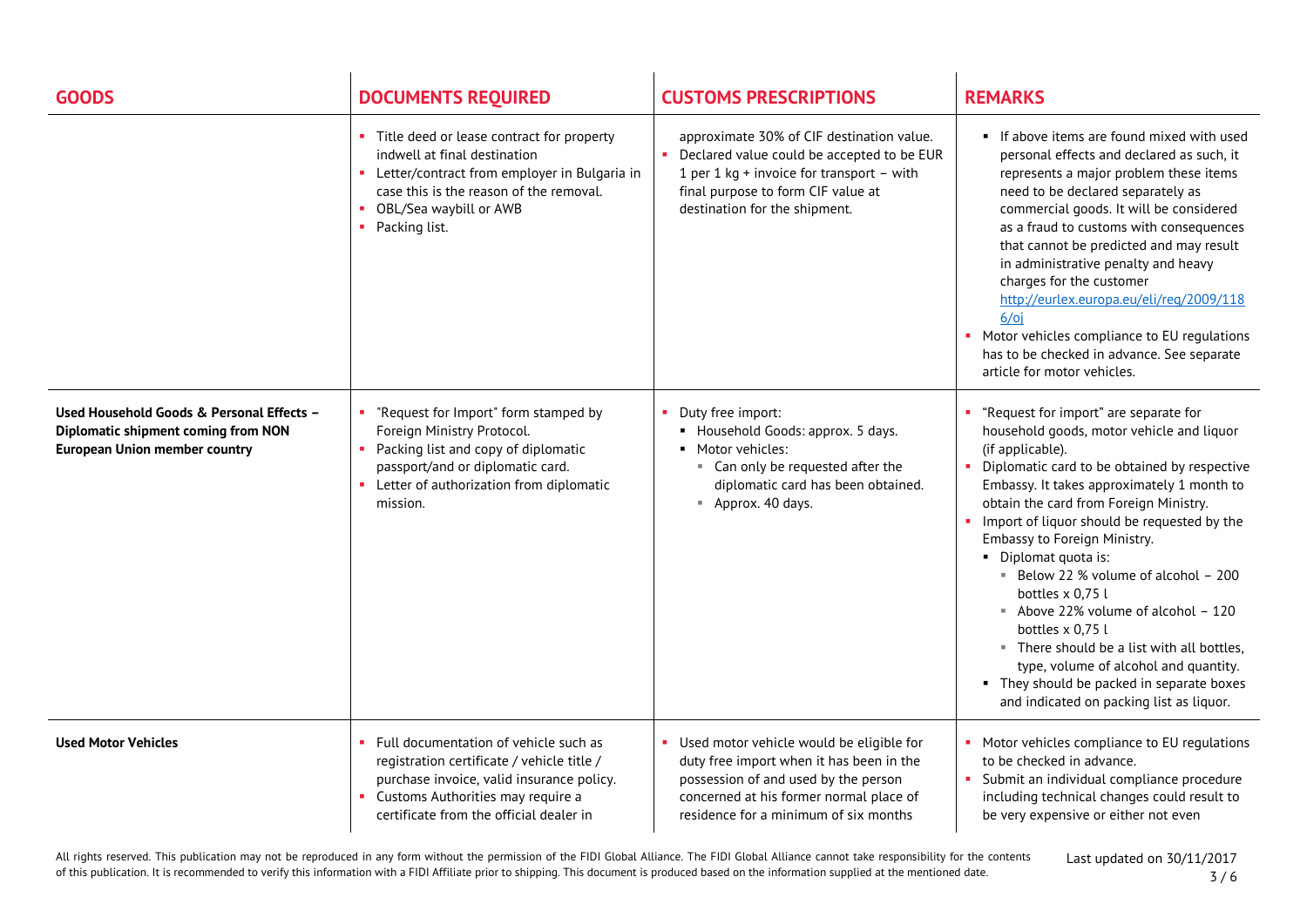| GOODS | DOCUMENTS REQUIRED | CUSTOMS PRESCRIPTIONS | REMARKS |
|---|---|---|---|
| | ▪ Title deed or lease contract for property indwell at final destination<br>▪ Letter/contract from employer in Bulgaria in case this is the reason of the removal.<br>▪ OBL/Sea waybill or AWB<br>▪ Packing list. | approximate 30% of CIF destination value.<br>▪ Declared value could be accepted to be EUR 1 per 1 kg + invoice for transport – with final purpose to form CIF value at destination for the shipment. | ▪ If above items are found mixed with used personal effects and declared as such, it represents a major problem these items need to be declared separately as commercial goods. It will be considered as a fraud to customs with consequences that cannot be predicted and may result in administrative penalty and heavy charges for the customer http://eurlex.europa.eu/eli/reg/2009/1186/oj<br>▪ Motor vehicles compliance to EU regulations has to be checked in advance. See separate article for motor vehicles. |
| **Used Household Goods & Personal Effects – Diplomatic shipment coming from NON European Union member country** | ▪ "Request for Import" form stamped by Foreign Ministry Protocol.<br>▪ Packing list and copy of diplomatic passport/and or diplomatic card.<br>▪ Letter of authorization from diplomatic mission. | ▪ Duty free import:<br>  ▪ Household Goods: approx. 5 days.<br>  ▪ Motor vehicles:<br>    ▪ Can only be requested after the diplomatic card has been obtained.<br>    ▪ Approx. 40 days. | ▪ "Request for import" are separate for household goods, motor vehicle and liquor (if applicable).<br>▪ Diplomatic card to be obtained by respective Embassy. It takes approximately 1 month to obtain the card from Foreign Ministry.<br>▪ Import of liquor should be requested by the Embassy to Foreign Ministry.<br>  ▪ Diplomat quota is:<br>    ▪ Below 22 % volume of alcohol – 200 bottles x 0,75 l<br>    ▪ Above 22% volume of alcohol – 120 bottles x 0,75 l<br>    ▪ There should be a list with all bottles, type, volume of alcohol and quantity.<br>  ▪ They should be packed in separate boxes and indicated on packing list as liquor. |
| **Used Motor Vehicles** | ▪ Full documentation of vehicle such as registration certificate / vehicle title / purchase invoice, valid insurance policy.<br>▪ Customs Authorities may require a certificate from the official dealer in | ▪ Used motor vehicle would be eligible for duty free import when it has been in the possession of and used by the person concerned at his former normal place of residence for a minimum of six months | ▪ Motor vehicles compliance to EU regulations to be checked in advance.<br>▪ Submit an individual compliance procedure including technical changes could result to be very expensive or either not even |

All rights reserved. This publication may not be reproduced in any form without the permission of the FIDI Global Alliance. The FIDI Global Alliance cannot take responsibility for the contents of this publication. It is recommended to verify this information with a FIDI Affiliate prior to shipping. This document is produced based on the information supplied at the mentioned date.

Last updated on 30/11/2017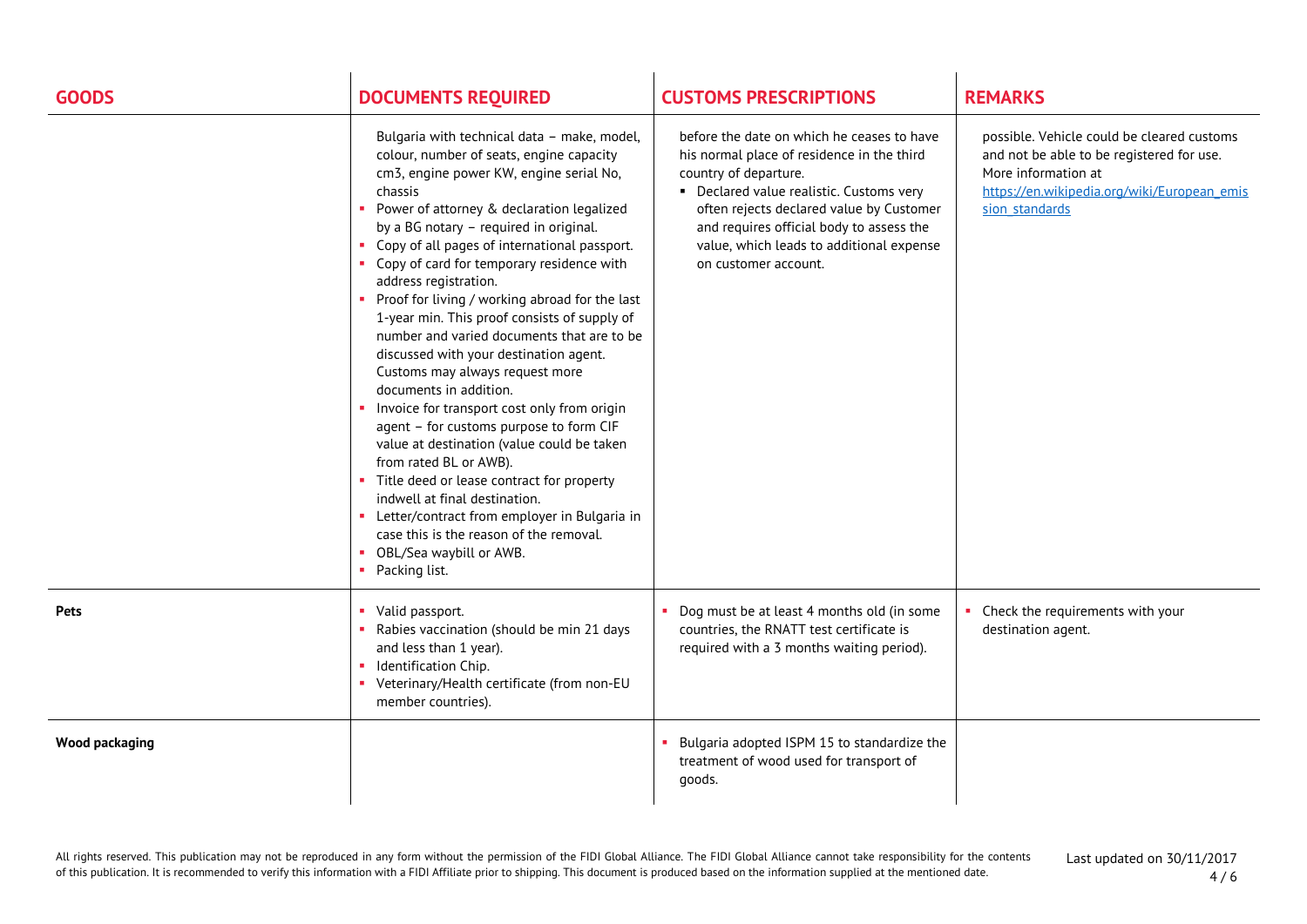| GOODS | DOCUMENTS REQUIRED | CUSTOMS PRESCRIPTIONS | REMARKS |
|---|---|---|---|
| | Bulgaria with technical data – make, model, colour, number of seats, engine capacity cm3, engine power KW, engine serial No, chassis<br>• Power of attorney & declaration legalized by a BG notary – required in original.<br>• Copy of all pages of international passport.<br>• Copy of card for temporary residence with address registration.<br>• Proof for living / working abroad for the last 1-year min. This proof consists of supply of number and varied documents that are to be discussed with your destination agent. Customs may always request more documents in addition.<br>• Invoice for transport cost only from origin agent – for customs purpose to form CIF value at destination (value could be taken from rated BL or AWB).<br>• Title deed or lease contract for property indwell at final destination.<br>• Letter/contract from employer in Bulgaria in case this is the reason of the removal.<br>• OBL/Sea waybill or AWB.<br>• Packing list. | before the date on which he ceases to have his normal place of residence in the third country of departure.<br>• Declared value realistic. Customs very often rejects declared value by Customer and requires official body to assess the value, which leads to additional expense on customer account. | possible. Vehicle could be cleared customs and not be able to be registered for use. More information at https://en.wikipedia.org/wiki/European_emission_standards |
| **Pets** | • Valid passport.<br>• Rabies vaccination (should be min 21 days and less than 1 year).<br>• Identification Chip.<br>• Veterinary/Health certificate (from non-EU member countries). | • Dog must be at least 4 months old (in some countries, the RNATT test certificate is required with a 3 months waiting period). | • Check the requirements with your destination agent. |
| **Wood packaging** | | • Bulgaria adopted ISPM 15 to standardize the treatment of wood used for transport of goods. | |

All rights reserved. This publication may not be reproduced in any form without the permission of the FIDI Global Alliance. The FIDI Global Alliance cannot take responsibility for the contents of this publication. It is recommended to verify this information with a FIDI Affiliate prior to shipping. This document is produced based on the information supplied at the mentioned date.

Last updated on 30/11/2017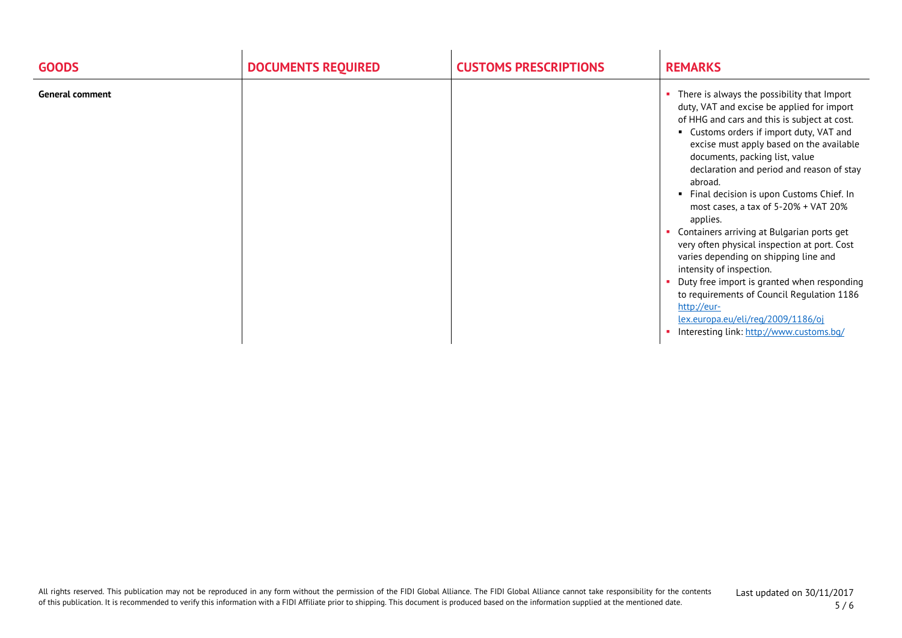| GOODS | DOCUMENTS REQUIRED | CUSTOMS PRESCRIPTIONS | REMARKS |
|---|---|---|---|
| **General comment** | | | • There is always the possibility that Import duty, VAT and excise be applied for import of HHG and cars and this is subject at cost.<br>  ▪ Customs orders if import duty, VAT and excise must apply based on the available documents, packing list, value declaration and period and reason of stay abroad.<br>  ▪ Final decision is upon Customs Chief. In most cases, a tax of 5-20% + VAT 20% applies.<br>• Containers arriving at Bulgarian ports get very often physical inspection at port. Cost varies depending on shipping line and intensity of inspection.<br>• Duty free import is granted when responding to requirements of Council Regulation 1186 [http://eur-lex.europa.eu/eli/reg/2009/1186/oj](http://eur-lex.europa.eu/eli/reg/2009/1186/oj)<br>• Interesting link: [http://www.customs.bg/](http://www.customs.bg/) |

All rights reserved. This publication may not be reproduced in any form without the permission of the FIDI Global Alliance. The FIDI Global Alliance cannot take responsibility for the contents of this publication. It is recommended to verify this information with a FIDI Affiliate prior to shipping. This document is produced based on the information supplied at the mentioned date.

Last updated on 30/11/2017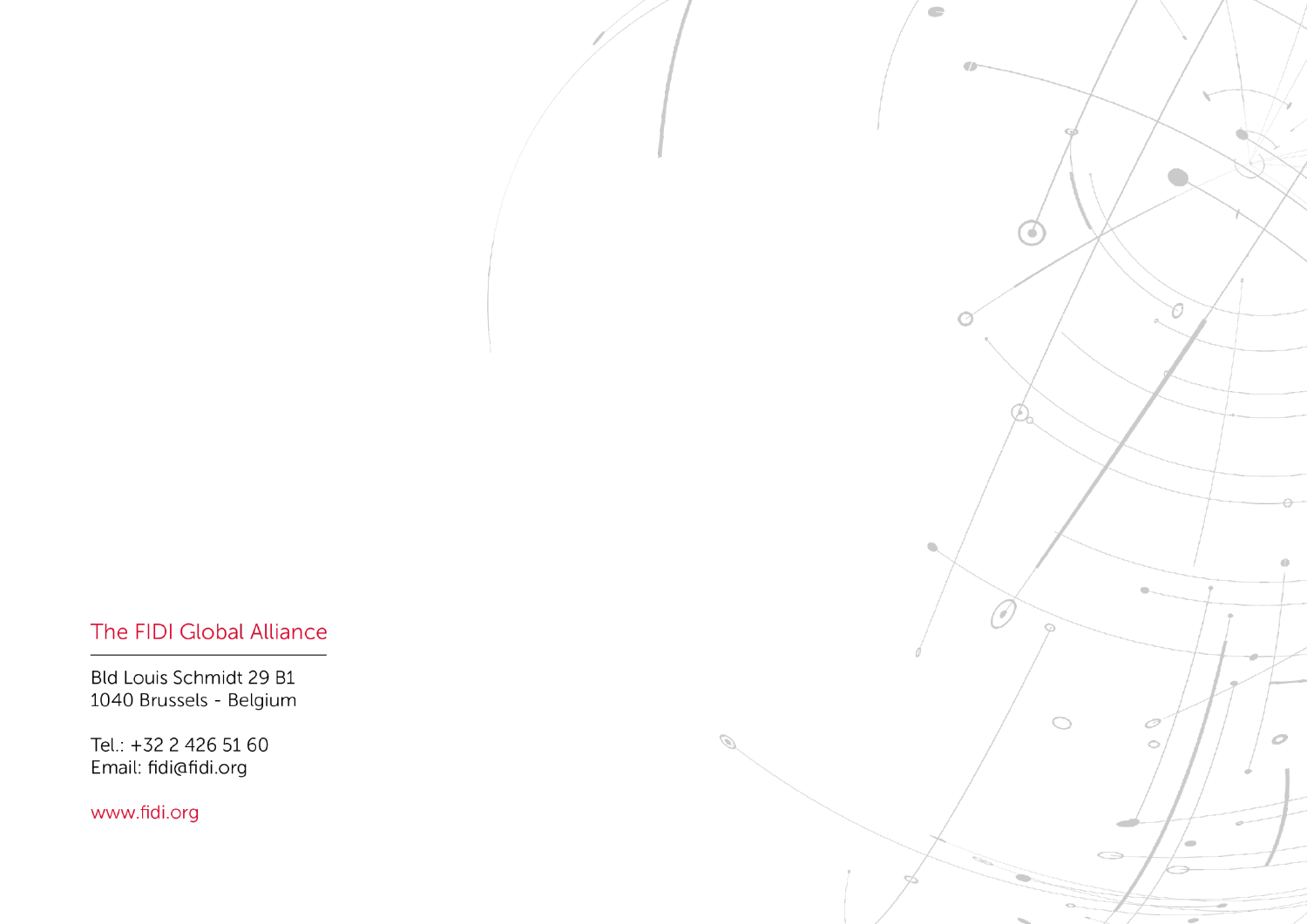## The FIDI Global Alliance

Bld Louis Schmidt 29 B1
1040 Brussels - Belgium

Tel.: +32 2 426 51 60
Email: fidi@fidi.org

www.fidi.org